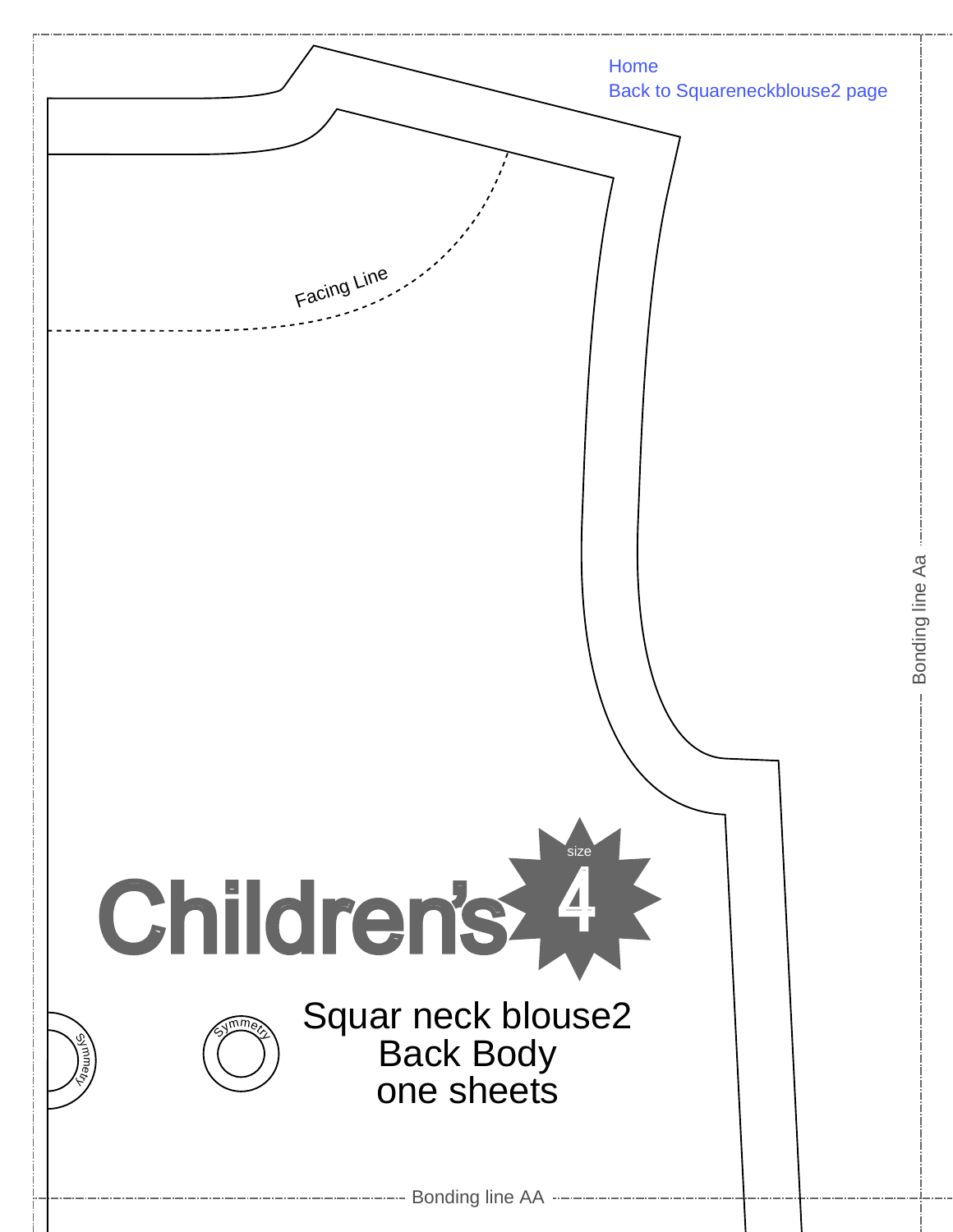Home
Back to Squareneckblouse2 page

Facing Line

Bonding line Aa

Children's

size 4

Symmetry

Symmetry

Squar neck blouse2
Back Body
one sheets

Bonding line AA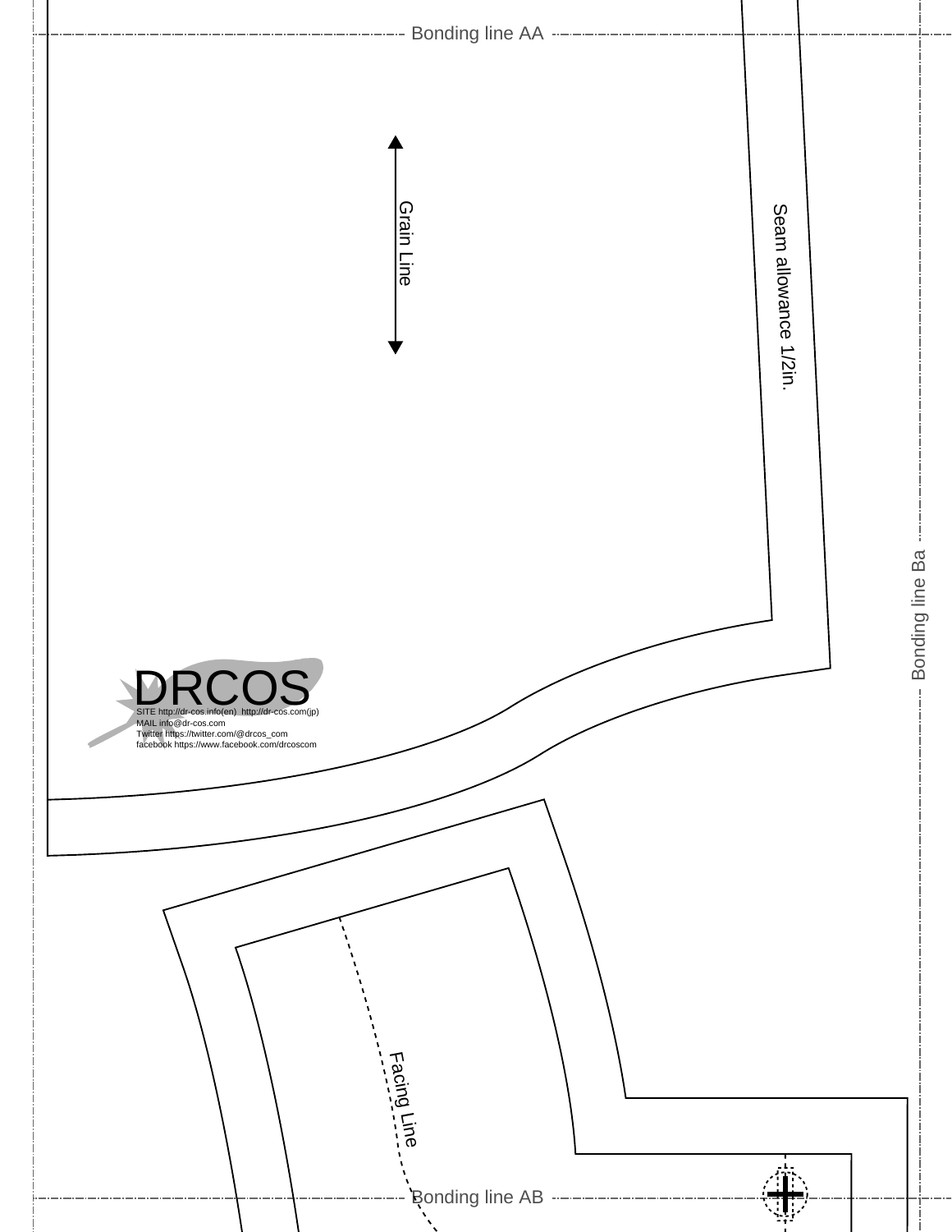Bonding line AA

Grain Line

Seam allowance 1/2in.

Bonding line Ba

DRCOS

SITE http://dr-cos.info(en) http://dr-cos.com(jp)
MAIL info@dr-cos.com
Twitter https://twitter.com/@drcos_com
facebook https://www.facebook.com/drcoscom

Facing Line

Bonding line AB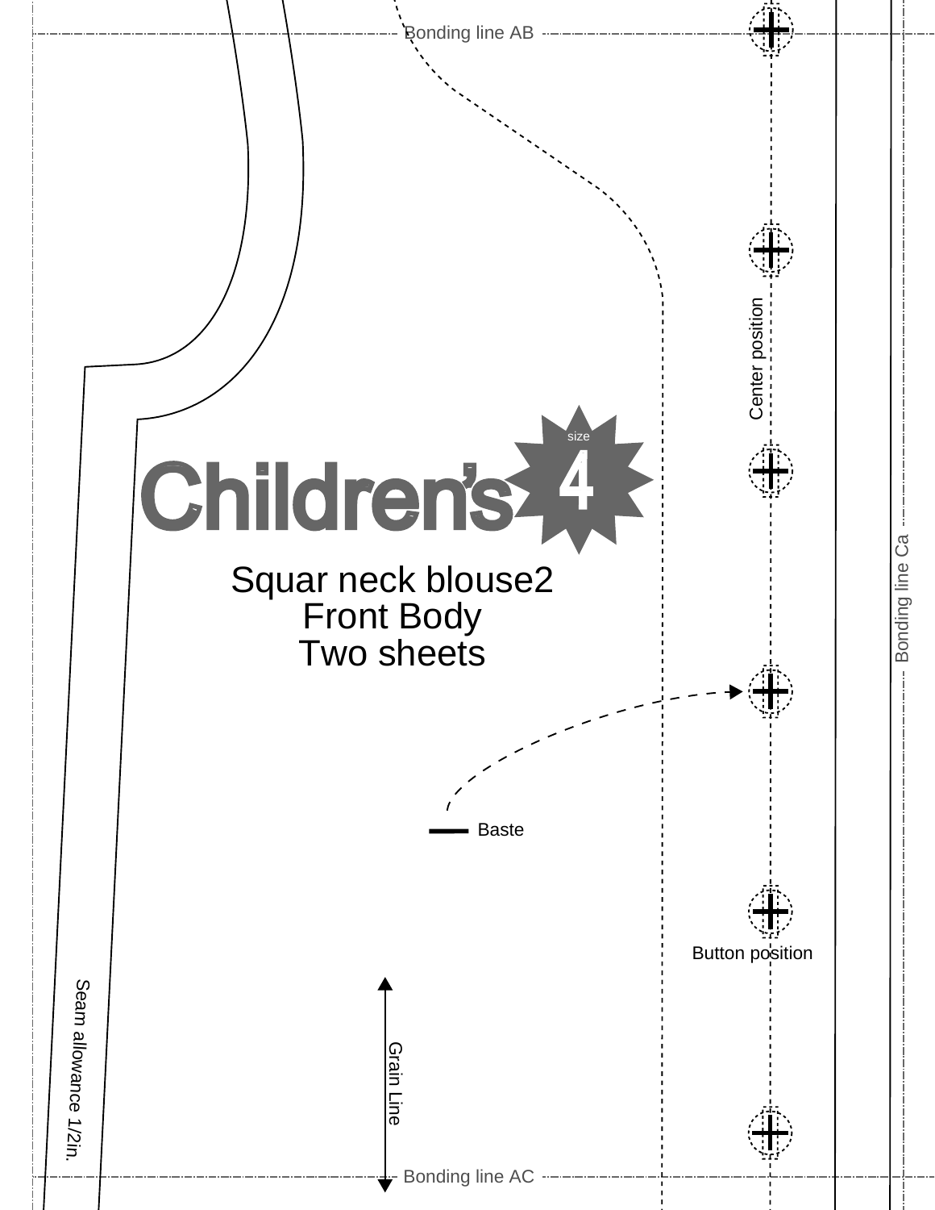Bonding line AB

Center position

Children's size 4

Squar neck blouse2
Front Body
Two sheets

Bonding line Ca

Baste

Button position

Seam allowance 1/2in.

Grain Line

Bonding line AC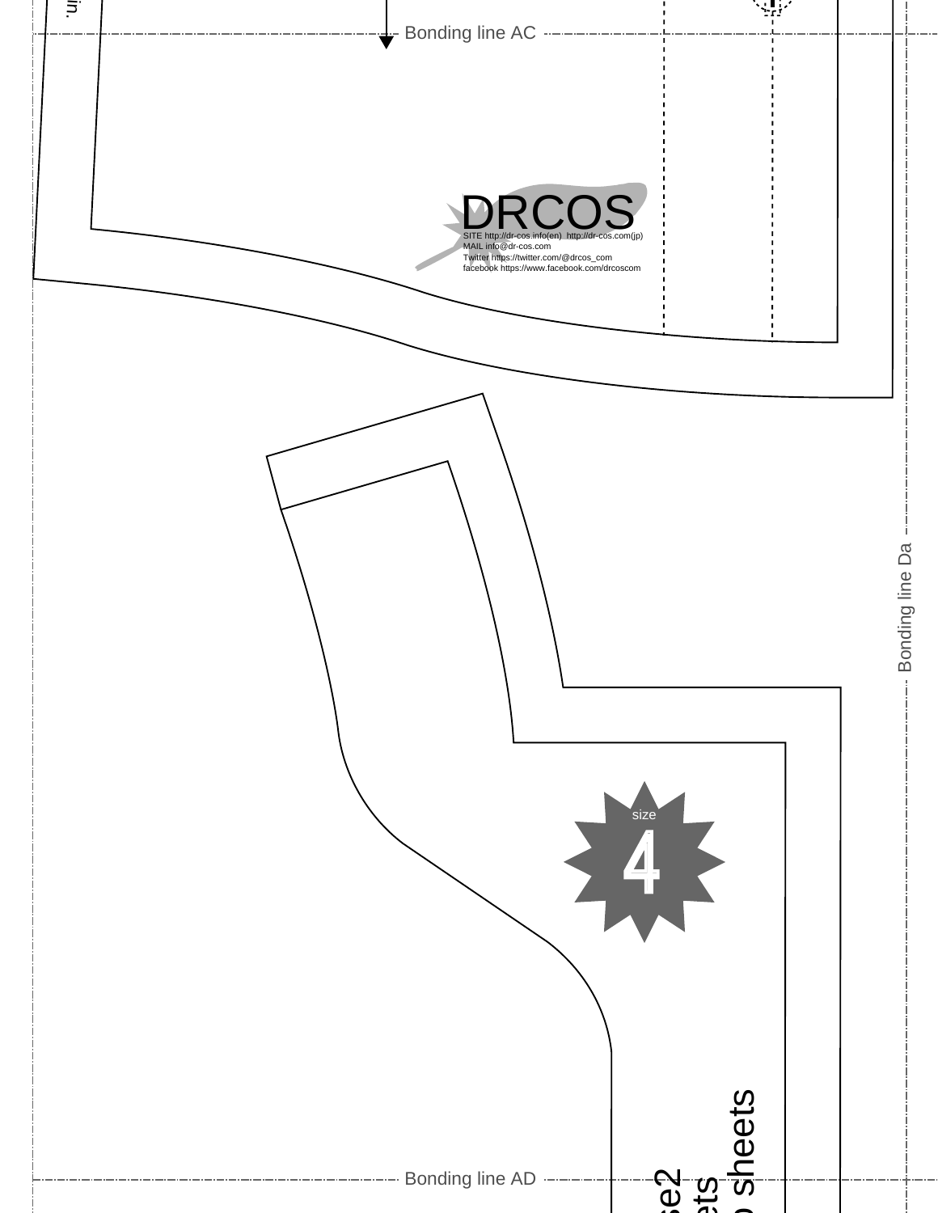Bonding line AC

DRCOS

SITE http://dr-cos.info(en) http://dr-cos.com(jp)
MAIL info@dr-cos.com
Twitter https://twitter.com/@drcos_com
facebook https://www.facebook.com/drcoscom

Bonding line Da

size

4

Bonding line AD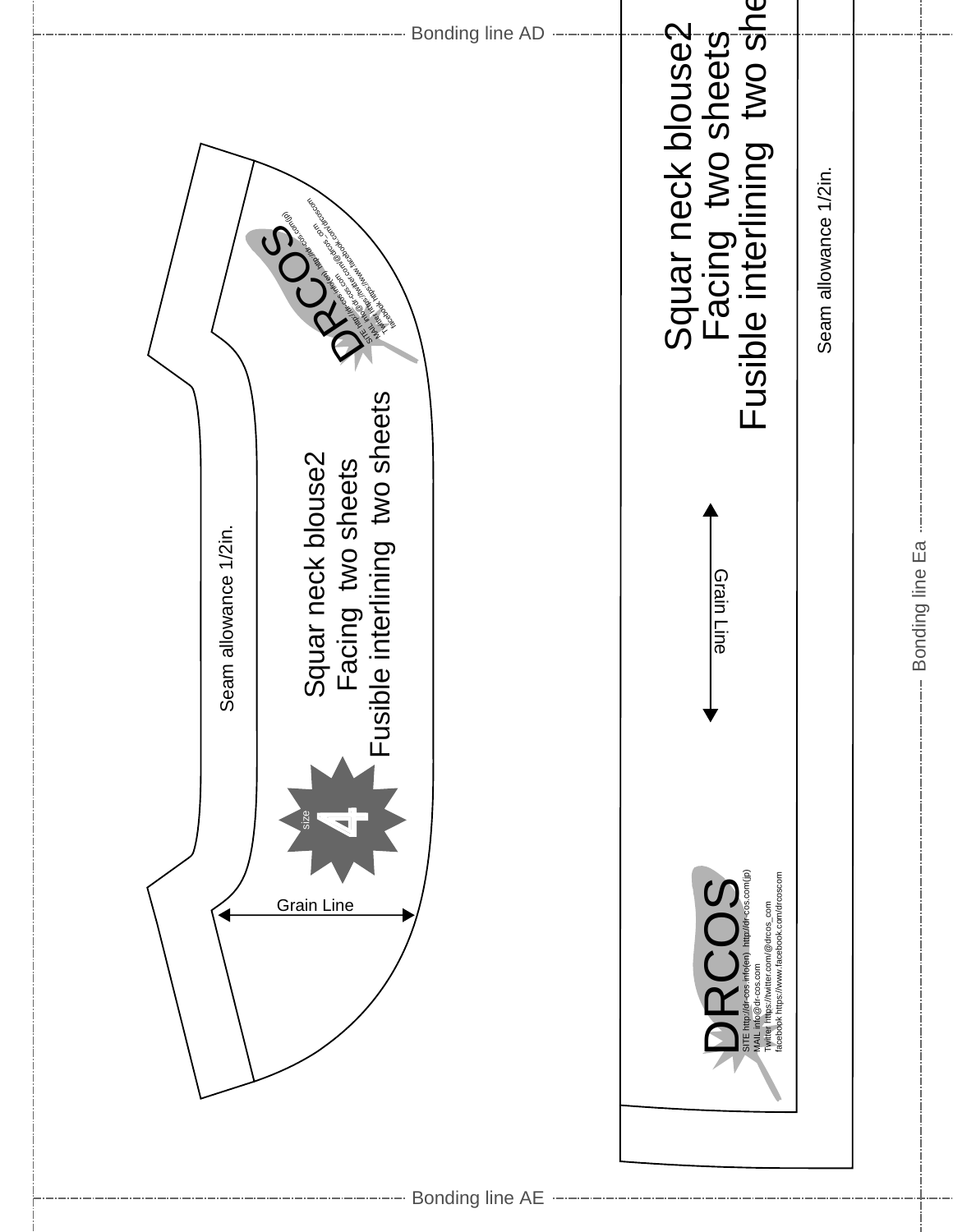Bonding line AD

Squar neck blouse2
Facing two sheets
Fusible interlining two sheets

Seam allowance 1/2in.

DRCOS
SITE http://dr-cos.info(en) http://dr-cos.com(jp)
MAIL info@dr-cos.com
Twitter https://twitter.com/@drcos_com
facebook https://www.facebook.com/drcoscom

Seam allowance 1/2in.

Squar neck blouse2
Facing two sheets
Fusible interlining two sheets

size 4

Grain Line

Grain Line

Bonding line Ea

Squar neck blouse2
Facing two sheets
Fusible interlining two sheets

Seam allowance 1/2in.

DRCOS
SITE http://dr-cos.info(en) http://dr-cos.com(jp)
MAIL info@dr-cos.com
Twitter https://twitter.com/@drcos_com
facebook https://www.facebook.com/drcoscom

Bonding line AE